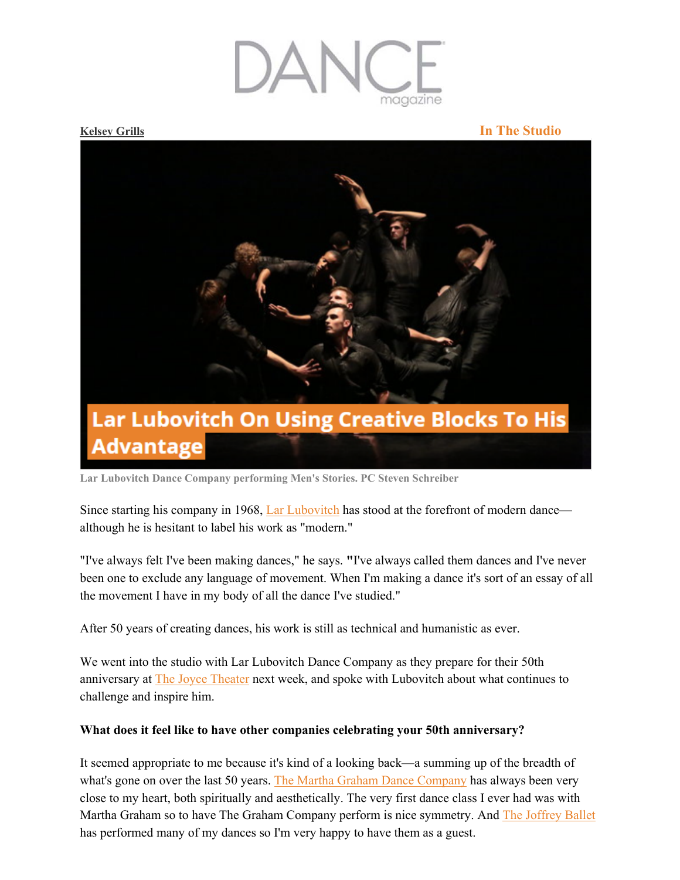# DANCE magazine

**Kelsey Grills** | **In The Studio**

# Lar Lubovitch On Using Creative Blocks To His Advantage

Lar Lubovitch Dance Company performing Men's Stories. PC Steven Schreiber

Since starting his company in 1968, Lar Lubovitch has stood at the forefront of modern dance—although he is hesitant to label his work as "modern."

"I've always felt I've been making dances," he says. "I've always called them dances and I've never been one to exclude any language of movement. When I'm making a dance it's sort of an essay of all the movement I have in my body of all the dance I've studied."

After 50 years of creating dances, his work is still as technical and humanistic as ever.

We went into the studio with Lar Lubovitch Dance Company as they prepare for their 50th anniversary at The Joyce Theater next week, and spoke with Lubovitch about what continues to challenge and inspire him.

**What does it feel like to have other companies celebrating your 50th anniversary?**

It seemed appropriate to me because it's kind of a looking back—a summing up of the breadth of what's gone on over the last 50 years. The Martha Graham Dance Company has always been very close to my heart, both spiritually and aesthetically. The very first dance class I ever had was with Martha Graham so to have The Graham Company perform is nice symmetry. And The Joffrey Ballet has performed many of my dances so I'm very happy to have them as a guest.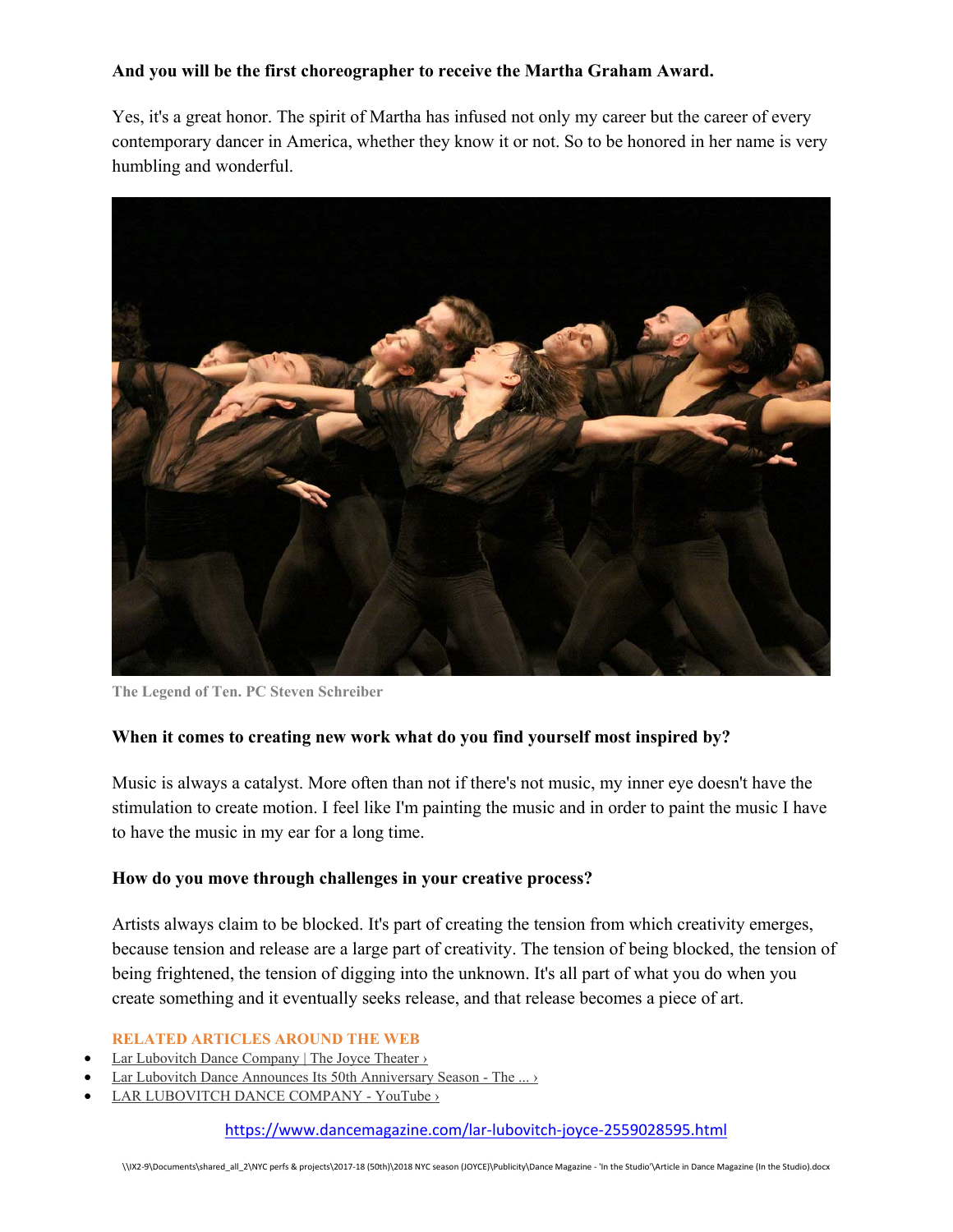**And you will be the first choreographer to receive the Martha Graham Award.**

Yes, it's a great honor. The spirit of Martha has infused not only my career but the career of every contemporary dancer in America, whether they know it or not. So to be honored in her name is very humbling and wonderful.

The Legend of Ten. PC Steven Schreiber

**When it comes to creating new work what do you find yourself most inspired by?**

Music is always a catalyst. More often than not if there's not music, my inner eye doesn't have the stimulation to create motion. I feel like I'm painting the music and in order to paint the music I have to have the music in my ear for a long time.

**How do you move through challenges in your creative process?**

Artists always claim to be blocked. It's part of creating the tension from which creativity emerges, because tension and release are a large part of creativity. The tension of being blocked, the tension of being frightened, the tension of digging into the unknown. It's all part of what you do when you create something and it eventually seeks release, and that release becomes a piece of art.

**RELATED ARTICLES AROUND THE WEB**

- Lar Lubovitch Dance Company | The Joyce Theater ›
- Lar Lubovitch Dance Announces Its 50th Anniversary Season - The ... ›
- LAR LUBOVITCH DANCE COMPANY - YouTube ›

https://www.dancemagazine.com/lar-lubovitch-joyce-2559028595.html

\\JX2-9\Documents\shared_all_2\NYC perfs & projects\2017-18 (50th)\2018 NYC season (JOYCE)\Publicity\Dance Magazine - 'In the Studio'\Article in Dance Magazine (In the Studio).docx